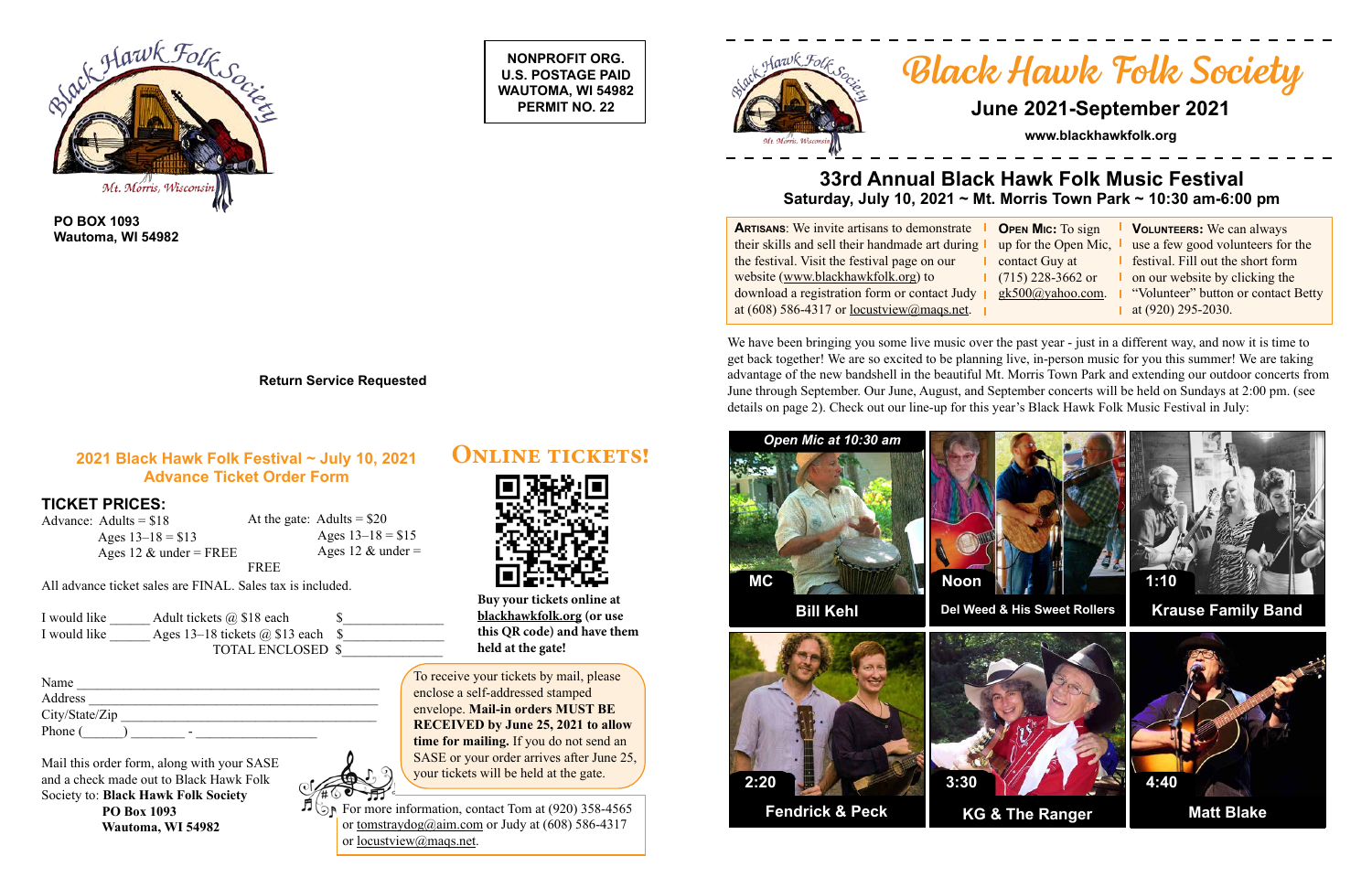PO BOX 1093
Wautoma, WI 54982

**NONPROFIT ORG.**
**U.S. POSTAGE PAID**
**WAUTOMA, WI 54982**
**PERMIT NO. 22**

**Return Service Requested**

## 2021 Black Hawk Folk Festival ~ July 10, 2021
## Advance Ticket Order Form

### TICKET PRICES:

Advance: Adults = $18
Ages 13–18 = $13
Ages 12 & under = FREE

At the gate: Adults = $20
Ages 13–18 = $15
Ages 12 & under = FREE

All advance ticket sales are FINAL. Sales tax is included.

I would like ______ Adult tickets @ $18 each $______________
I would like ______ Ages 13–18 tickets @ $13 each $______________
TOTAL ENCLOSED $______________

Name ___________________________________________
Address _________________________________________
City/State/Zip ____________________________________
Phone (______) ________ - __________________

Mail this order form, along with your SASE and a check made out to Black Hawk Folk Society to: **Black Hawk Folk Society**
**PO Box 1093**
**Wautoma, WI 54982**

## Online Tickets!

**Buy your tickets online at blackhawkfolk.org (or use this QR code) and have them held at the gate!**

To receive your tickets by mail, please enclose a self-addressed stamped envelope. **Mail-in orders MUST BE RECEIVED by June 25, 2021 to allow time for mailing.** If you do not send an SASE or your order arrives after June 25, your tickets will be held at the gate.

For more information, contact Tom at (920) 358-4565 or tomstraydog@aim.com or Judy at (608) 586-4317 or locustview@maqs.net.

# Black Hawk Folk Society

## June 2021-September 2021

**www.blackhawkfolk.org**

## 33rd Annual Black Hawk Folk Music Festival
### Saturday, July 10, 2021 ~ Mt. Morris Town Park ~ 10:30 am-6:00 pm

**Artisans**: We invite artisans to demonstrate their skills and sell their handmade art during the festival. Visit the festival page on our website (www.blackhawkfolk.org) to download a registration form or contact Judy at (608) 586-4317 or locustview@maqs.net.

**Open Mic:** To sign up for the Open Mic, contact Guy at (715) 228-3662 or gk500@yahoo.com.

**Volunteers:** We can always use a few good volunteers for the festival. Fill out the short form on our website by clicking the "Volunteer" button or contact Betty at (920) 295-2030.

We have been bringing you some live music over the past year - just in a different way, and now it is time to get back together! We are so excited to be planning live, in-person music for you this summer! We are taking advantage of the new bandshell in the beautiful Mt. Morris Town Park and extending our outdoor concerts from June through September. Our June, August, and September concerts will be held on Sundays at 2:00 pm. (see details on page 2). Check out our line-up for this year's Black Hawk Folk Music Festival in July:

*Open Mic at 10:30 am*

- MC – Bill Kehl
- Noon – Del Weed & His Sweet Rollers
- 1:10 – Krause Family Band
- 2:20 – Fendrick & Peck
- 3:30 – KG & The Ranger
- 4:40 – Matt Blake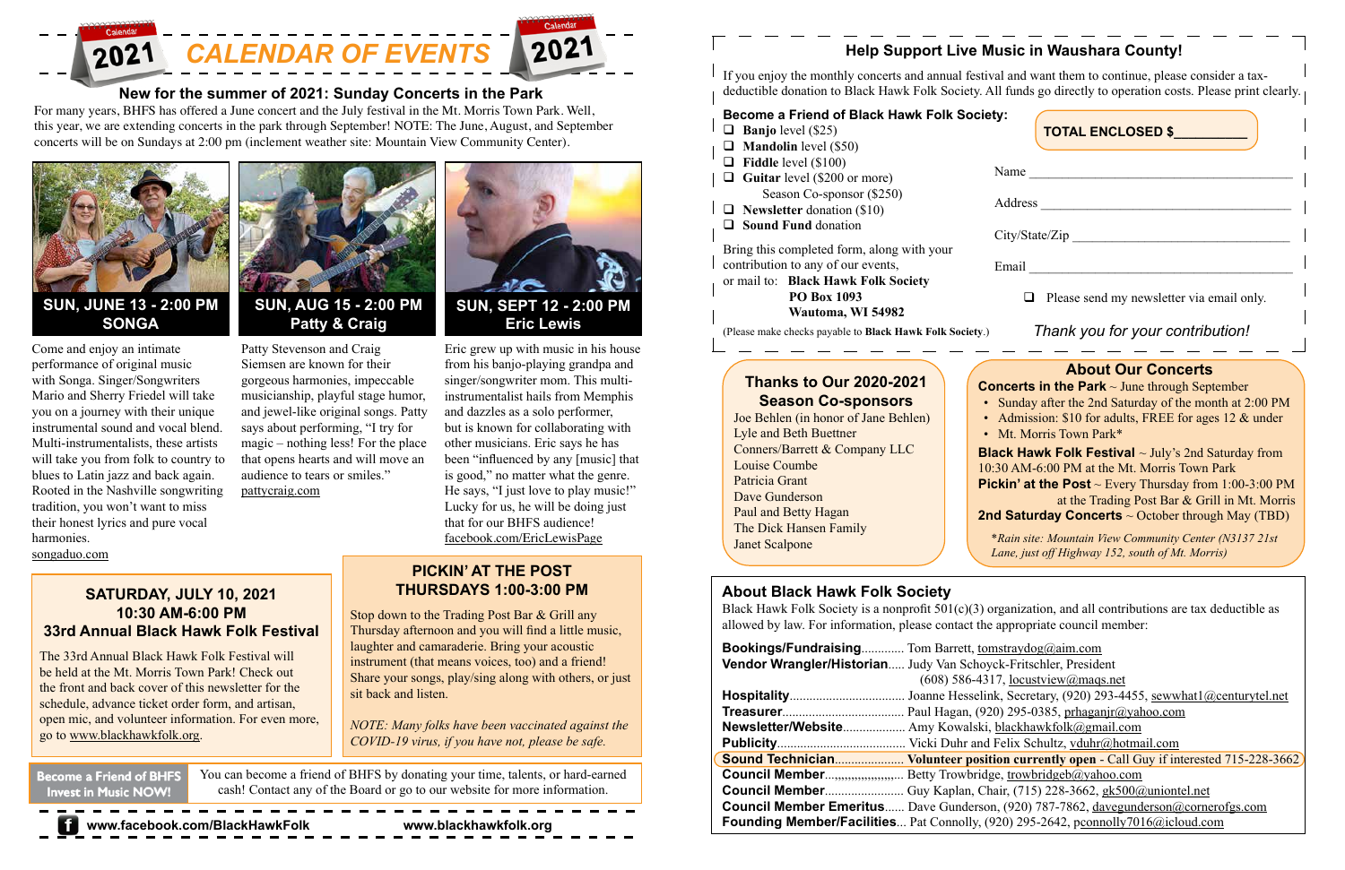# 2021 CALENDAR OF EVENTS 2021

## New for the summer of 2021: Sunday Concerts in the Park

For many years, BHFS has offered a June concert and the July festival in the Mt. Morris Town Park. Well, this year, we are extending concerts in the park through September! NOTE: The June, August, and September concerts will be on Sundays at 2:00 pm (inclement weather site: Mountain View Community Center).

### SUN, JUNE 13 - 2:00 PM SONGA

Come and enjoy an intimate performance of original music with Songa. Singer/Songwriters Mario and Sherry Friedel will take you on a journey with their unique instrumental sound and vocal blend. Multi-instrumentalists, these artists will take you from folk to country to blues to Latin jazz and back again. Rooted in the Nashville songwriting tradition, you won't want to miss their honest lyrics and pure vocal harmonies.
songaduo.com

### SUN, AUG 15 - 2:00 PM Patty & Craig

Patty Stevenson and Craig Siemsen are known for their gorgeous harmonies, impeccable musicianship, playful stage humor, and jewel-like original songs. Patty says about performing, "I try for magic – nothing less! For the place that opens hearts and will move an audience to tears or smiles."
pattycraig.com

### SUN, SEPT 12 - 2:00 PM Eric Lewis

Eric grew up with music in his house from his banjo-playing grandpa and singer/songwriter mom. This multi-instrumentalist hails from Memphis and dazzles as a solo performer, but is known for collaborating with other musicians. Eric says he has been "influenced by any [music] that is good," no matter what the genre. He says, "I just love to play music!" Lucky for us, he will be doing just that for our BHFS audience!
facebook.com/EricLewisPage

### SATURDAY, JULY 10, 2021 10:30 AM-6:00 PM 33rd Annual Black Hawk Folk Festival

The 33rd Annual Black Hawk Folk Festival will be held at the Mt. Morris Town Park! Check out the front and back cover of this newsletter for the schedule, advance ticket order form, and artisan, open mic, and volunteer information. For even more, go to www.blackhawkfolk.org.

### PICKIN' AT THE POST THURSDAYS 1:00-3:00 PM

Stop down to the Trading Post Bar & Grill any Thursday afternoon and you will find a little music, laughter and camaraderie. Bring your acoustic instrument (that means voices, too) and a friend! Share your songs, play/sing along with others, or just sit back and listen.

*NOTE: Many folks have been vaccinated against the COVID-19 virus, if you have not, please be safe.*

**Become a Friend of BHFS Invest in Music NOW!**

You can become a friend of BHFS by donating your time, talents, or hard-earned cash! Contact any of the Board or go to our website for more information.

www.facebook.com/BlackHawkFolk   www.blackhawkfolk.org

## Help Support Live Music in Waushara County!

If you enjoy the monthly concerts and annual festival and want them to continue, please consider a tax-deductible donation to Black Hawk Folk Society. All funds go directly to operation costs. Please print clearly.

**Become a Friend of Black Hawk Folk Society:**

- ❑ **Banjo** level ($25)
- ❑ **Mandolin** level ($50)
- ❑ **Fiddle** level ($100)
- ❑ **Guitar** level ($200 or more)
  Season Co-sponsor ($250)
- ❑ **Newsletter** donation ($10)
- ❑ **Sound Fund** donation

**TOTAL ENCLOSED $__________**

Name ______________________________

Address ______________________________

City/State/Zip ______________________________

Email ______________________________

❑ Please send my newsletter via email only.

Bring this completed form, along with your contribution to any of our events, or mail to: **Black Hawk Folk Society PO Box 1093 Wautoma, WI 54982**

(Please make checks payable to **Black Hawk Folk Society**.)

*Thank you for your contribution!*

### Thanks to Our 2020-2021 Season Co-sponsors

Joe Behlen (in honor of Jane Behlen)
Lyle and Beth Buettner
Conners/Barrett & Company LLC
Louise Coumbe
Patricia Grant
Dave Gunderson
Paul and Betty Hagan
The Dick Hansen Family
Janet Scalpone

### About Our Concerts

**Concerts in the Park** ~ June through September

- Sunday after the 2nd Saturday of the month at 2:00 PM
- Admission: $10 for adults, FREE for ages 12 & under
- Mt. Morris Town Park*

**Black Hawk Folk Festival** ~ July's 2nd Saturday from 10:30 AM-6:00 PM at the Mt. Morris Town Park

**Pickin' at the Post** ~ Every Thursday from 1:00-3:00 PM at the Trading Post Bar & Grill in Mt. Morris

**2nd Saturday Concerts** ~ October through May (TBD)

*\*Rain site: Mountain View Community Center (N3137 21st Lane, just off Highway 152, south of Mt. Morris)*

## About Black Hawk Folk Society

Black Hawk Folk Society is a nonprofit 501(c)(3) organization, and all contributions are tax deductible as allowed by law. For information, please contact the appropriate council member:

**Bookings/Fundraising**............. Tom Barrett, tomstraydog@aim.com
**Vendor Wrangler/Historian**..... Judy Van Schoyck-Fritschler, President (608) 586-4317, locustview@maqs.net
**Hospitality**.................................. Joanne Hesselink, Secretary, (920) 293-4455, sewwhat1@centurytel.net
**Treasurer**..................................... Paul Hagan, (920) 295-0385, prhaganjr@yahoo.com
**Newsletter/Website**.................. Amy Kowalski, blackhawkfolk@gmail.com
**Publicity**...................................... Vicki Duhr and Felix Schultz, vduhr@hotmail.com
**Sound Technician**..................... **Volunteer position currently open** - Call Guy if interested 715-228-3662
**Council Member**......................... Betty Trowbridge, trowbridgeb@yahoo.com
**Council Member**......................... Guy Kaplan, Chair, (715) 228-3662, gk500@uniontel.net
**Council Member Emeritus**...... Dave Gunderson, (920) 787-7862, davegunderson@cornerofgs.com
**Founding Member/Facilities**... Pat Connolly, (920) 295-2642, pconnolly7016@icloud.com